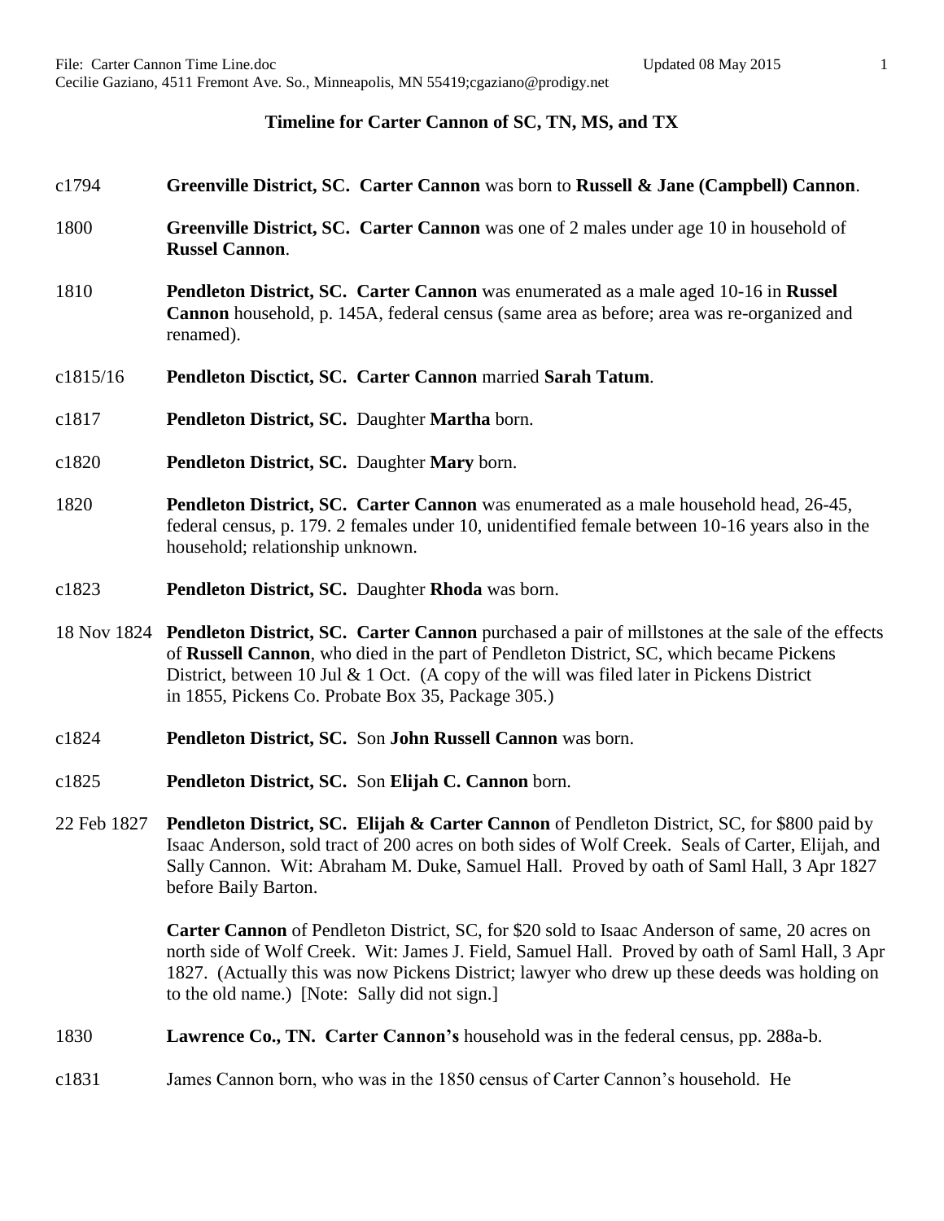# Timeline for Carter Cannon of SC, TN, MS, and TX

c1794 **Greenville District, SC. Carter Cannon** was born to **Russell & Jane (Campbell) Cannon**.

1800 **Greenville District, SC. Carter Cannon** was one of 2 males under age 10 in household of **Russel Cannon**.

1810 **Pendleton District, SC. Carter Cannon** was enumerated as a male aged 10-16 in **Russel Cannon** household, p. 145A, federal census (same area as before; area was re-organized and renamed).

c1815/16 **Pendleton Disctict, SC. Carter Cannon** married **Sarah Tatum**.

c1817 **Pendleton District, SC.** Daughter **Martha** born.

c1820 **Pendleton District, SC.** Daughter **Mary** born.

1820 **Pendleton District, SC. Carter Cannon** was enumerated as a male household head, 26-45, federal census, p. 179. 2 females under 10, unidentified female between 10-16 years also in the household; relationship unknown.

c1823 **Pendleton District, SC.** Daughter **Rhoda** was born.

18 Nov 1824 **Pendleton District, SC. Carter Cannon** purchased a pair of millstones at the sale of the effects of **Russell Cannon**, who died in the part of Pendleton District, SC, which became Pickens District, between 10 Jul & 1 Oct. (A copy of the will was filed later in Pickens District in 1855, Pickens Co. Probate Box 35, Package 305.)

c1824 **Pendleton District, SC.** Son **John Russell Cannon** was born.

c1825 **Pendleton District, SC.** Son **Elijah C. Cannon** born.

22 Feb 1827 **Pendleton District, SC. Elijah & Carter Cannon** of Pendleton District, SC, for $800 paid by Isaac Anderson, sold tract of 200 acres on both sides of Wolf Creek. Seals of Carter, Elijah, and Sally Cannon. Wit: Abraham M. Duke, Samuel Hall. Proved by oath of Saml Hall, 3 Apr 1827 before Baily Barton.

**Carter Cannon** of Pendleton District, SC, for $20 sold to Isaac Anderson of same, 20 acres on north side of Wolf Creek. Wit: James J. Field, Samuel Hall. Proved by oath of Saml Hall, 3 Apr 1827. (Actually this was now Pickens District; lawyer who drew up these deeds was holding on to the old name.) [Note: Sally did not sign.]

1830 **Lawrence Co., TN. Carter Cannon's** household was in the federal census, pp. 288a-b.

c1831 James Cannon born, who was in the 1850 census of Carter Cannon's household. He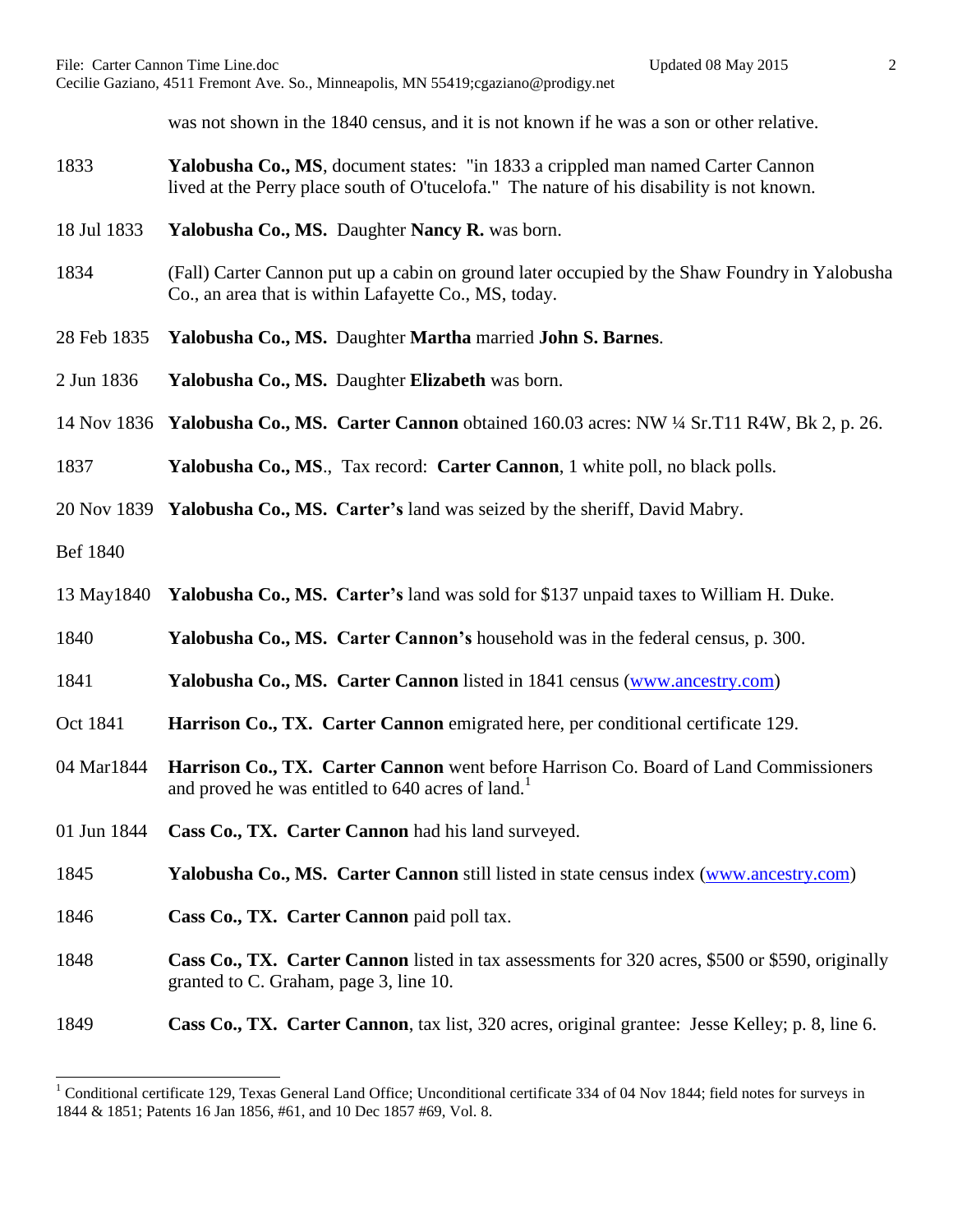was not shown in the 1840 census, and it is not known if he was a son or other relative.

| | |
|---|---|
| 1833 | **Yalobusha Co., MS**, document states: "in 1833 a crippled man named Carter Cannon lived at the Perry place south of O'tucelofa." The nature of his disability is not known. |
| 18 Jul 1833 | **Yalobusha Co., MS.** Daughter **Nancy R.** was born. |
| 1834 | (Fall) Carter Cannon put up a cabin on ground later occupied by the Shaw Foundry in Yalobusha Co., an area that is within Lafayette Co., MS, today. |
| 28 Feb 1835 | **Yalobusha Co., MS.** Daughter **Martha** married **John S. Barnes**. |
| 2 Jun 1836 | **Yalobusha Co., MS.** Daughter **Elizabeth** was born. |
| 14 Nov 1836 | **Yalobusha Co., MS. Carter Cannon** obtained 160.03 acres: NW ¼ Sr.T11 R4W, Bk 2, p. 26. |
| 1837 | **Yalobusha Co., MS**., Tax record: **Carter Cannon**, 1 white poll, no black polls. |
| 20 Nov 1839 | **Yalobusha Co., MS. Carter's** land was seized by the sheriff, David Mabry. |
| Bef 1840 | |
| 13 May1840 | **Yalobusha Co., MS. Carter's** land was sold for $137 unpaid taxes to William H. Duke. |
| 1840 | **Yalobusha Co., MS. Carter Cannon's** household was in the federal census, p. 300. |
| 1841 | **Yalobusha Co., MS. Carter Cannon** listed in 1841 census (www.ancestry.com) |
| Oct 1841 | **Harrison Co., TX. Carter Cannon** emigrated here, per conditional certificate 129. |
| 04 Mar1844 | **Harrison Co., TX. Carter Cannon** went before Harrison Co. Board of Land Commissioners and proved he was entitled to 640 acres of land.[1] |
| 01 Jun 1844 | **Cass Co., TX. Carter Cannon** had his land surveyed. |
| 1845 | **Yalobusha Co., MS. Carter Cannon** still listed in state census index (www.ancestry.com) |
| 1846 | **Cass Co., TX. Carter Cannon** paid poll tax. |
| 1848 | **Cass Co., TX. Carter Cannon** listed in tax assessments for 320 acres, $500 or $590, originally granted to C. Graham, page 3, line 10. |
| 1849 | **Cass Co., TX. Carter Cannon**, tax list, 320 acres, original grantee: Jesse Kelley; p. 8, line 6. |

[1] Conditional certificate 129, Texas General Land Office; Unconditional certificate 334 of 04 Nov 1844; field notes for surveys in 1844 & 1851; Patents 16 Jan 1856, #61, and 10 Dec 1857 #69, Vol. 8.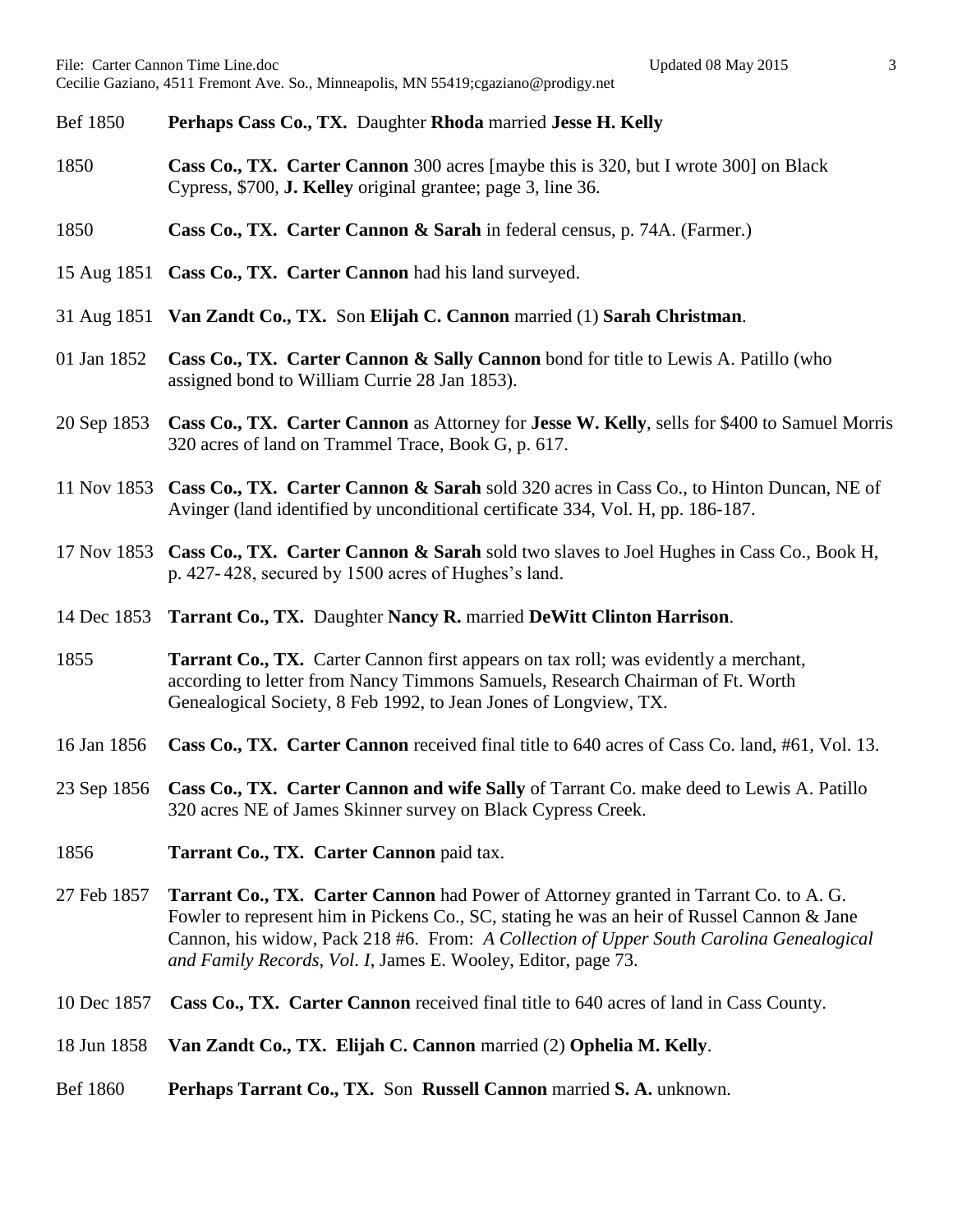| | |
|---|---|
| Bef 1850 | **Perhaps Cass Co., TX. Daughter Rhoda married Jesse H. Kelly** |
| 1850 | **Cass Co., TX. Carter Cannon** 300 acres [maybe this is 320, but I wrote 300] on Black Cypress, $700, **J. Kelley** original grantee; page 3, line 36. |
| 1850 | **Cass Co., TX. Carter Cannon & Sarah** in federal census, p. 74A. (Farmer.) |
| 15 Aug 1851 | **Cass Co., TX. Carter Cannon** had his land surveyed. |
| 31 Aug 1851 | **Van Zandt Co., TX.** Son **Elijah C. Cannon** married (1) **Sarah Christman**. |
| 01 Jan 1852 | **Cass Co., TX. Carter Cannon & Sally Cannon** bond for title to Lewis A. Patillo (who assigned bond to William Currie 28 Jan 1853). |
| 20 Sep 1853 | **Cass Co., TX. Carter Cannon** as Attorney for **Jesse W. Kelly**, sells for $400 to Samuel Morris 320 acres of land on Trammel Trace, Book G, p. 617. |
| 11 Nov 1853 | **Cass Co., TX. Carter Cannon & Sarah** sold 320 acres in Cass Co., to Hinton Duncan, NE of Avinger (land identified by unconditional certificate 334, Vol. H, pp. 186-187. |
| 17 Nov 1853 | **Cass Co., TX. Carter Cannon & Sarah** sold two slaves to Joel Hughes in Cass Co., Book H, p. 427- 428, secured by 1500 acres of Hughes's land. |
| 14 Dec 1853 | **Tarrant Co., TX.** Daughter **Nancy R.** married **DeWitt Clinton Harrison**. |
| 1855 | **Tarrant Co., TX.** Carter Cannon first appears on tax roll; was evidently a merchant, according to letter from Nancy Timmons Samuels, Research Chairman of Ft. Worth Genealogical Society, 8 Feb 1992, to Jean Jones of Longview, TX. |
| 16 Jan 1856 | **Cass Co., TX. Carter Cannon** received final title to 640 acres of Cass Co. land, #61, Vol. 13. |
| 23 Sep 1856 | **Cass Co., TX. Carter Cannon and wife Sally** of Tarrant Co. make deed to Lewis A. Patillo 320 acres NE of James Skinner survey on Black Cypress Creek. |
| 1856 | **Tarrant Co., TX. Carter Cannon** paid tax. |
| 27 Feb 1857 | **Tarrant Co., TX. Carter Cannon** had Power of Attorney granted in Tarrant Co. to A. G. Fowler to represent him in Pickens Co., SC, stating he was an heir of Russel Cannon & Jane Cannon, his widow, Pack 218 #6. From: *A Collection of Upper South Carolina Genealogical and Family Records, Vol. I,* James E. Wooley, Editor, page 73. |
| 10 Dec 1857 | **Cass Co., TX. Carter Cannon** received final title to 640 acres of land in Cass County. |
| 18 Jun 1858 | **Van Zandt Co., TX. Elijah C. Cannon** married (2) **Ophelia M. Kelly**. |
| Bef 1860 | **Perhaps Tarrant Co., TX.** Son **Russell Cannon** married **S. A.** unknown. |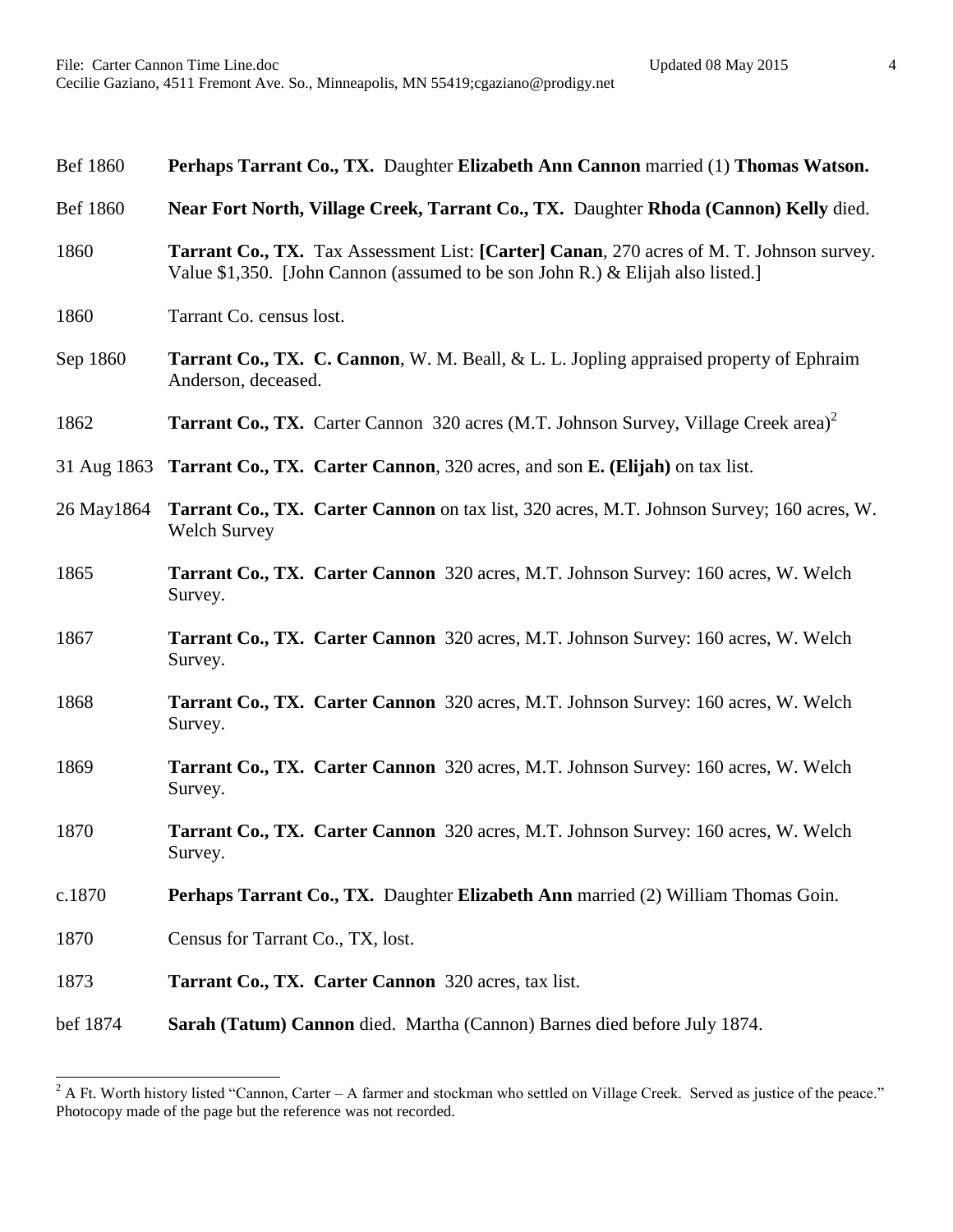| | |
|---|---|
| Bef 1860 | **Perhaps Tarrant Co., TX.** Daughter **Elizabeth Ann Cannon** married (1) **Thomas Watson.** |
| Bef 1860 | **Near Fort North, Village Creek, Tarrant Co., TX.** Daughter **Rhoda (Cannon) Kelly** died. |
| 1860 | **Tarrant Co., TX.** Tax Assessment List: **[Carter] Canan**, 270 acres of M. T. Johnson survey. Value $1,350. [John Cannon (assumed to be son John R.) & Elijah also listed.] |
| 1860 | Tarrant Co. census lost. |
| Sep 1860 | **Tarrant Co., TX. C. Cannon**, W. M. Beall, & L. L. Jopling appraised property of Ephraim Anderson, deceased. |
| 1862 | **Tarrant Co., TX.** Carter Cannon 320 acres (M.T. Johnson Survey, Village Creek area)[2] |
| 31 Aug 1863 | **Tarrant Co., TX. Carter Cannon**, 320 acres, and son **E. (Elijah)** on tax list. |
| 26 May1864 | **Tarrant Co., TX. Carter Cannon** on tax list, 320 acres, M.T. Johnson Survey; 160 acres, W. Welch Survey |
| 1865 | **Tarrant Co., TX. Carter Cannon** 320 acres, M.T. Johnson Survey: 160 acres, W. Welch Survey. |
| 1867 | **Tarrant Co., TX. Carter Cannon** 320 acres, M.T. Johnson Survey: 160 acres, W. Welch Survey. |
| 1868 | **Tarrant Co., TX. Carter Cannon** 320 acres, M.T. Johnson Survey: 160 acres, W. Welch Survey. |
| 1869 | **Tarrant Co., TX. Carter Cannon** 320 acres, M.T. Johnson Survey: 160 acres, W. Welch Survey. |
| 1870 | **Tarrant Co., TX. Carter Cannon** 320 acres, M.T. Johnson Survey: 160 acres, W. Welch Survey. |
| c.1870 | **Perhaps Tarrant Co., TX.** Daughter **Elizabeth Ann** married (2) William Thomas Goin. |
| 1870 | Census for Tarrant Co., TX, lost. |
| 1873 | **Tarrant Co., TX. Carter Cannon** 320 acres, tax list. |
| bef 1874 | **Sarah (Tatum) Cannon** died. Martha (Cannon) Barnes died before July 1874. |

[2] A Ft. Worth history listed "Cannon, Carter – A farmer and stockman who settled on Village Creek. Served as justice of the peace." Photocopy made of the page but the reference was not recorded.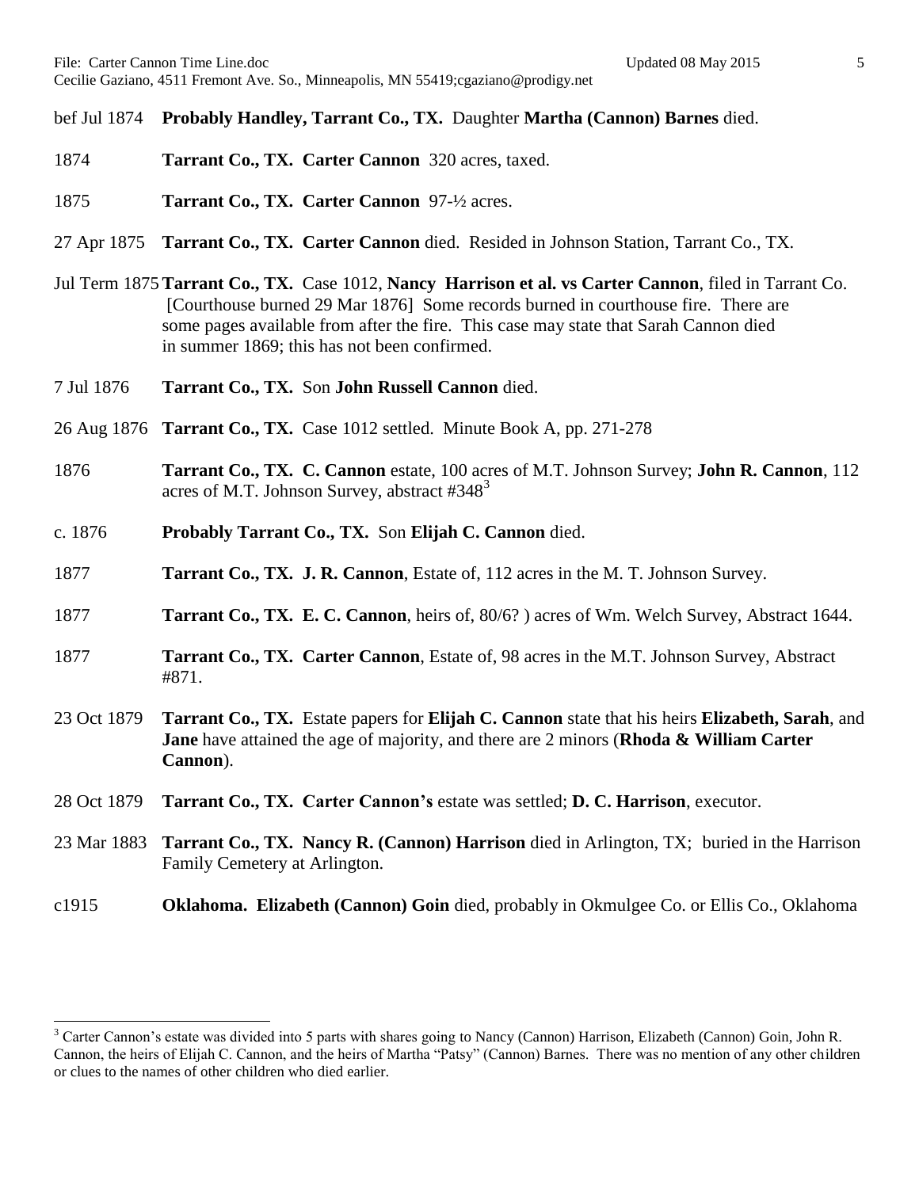| | | |
|---|---|---|
| bef Jul 1874 | **Probably Handley, Tarrant Co., TX.** Daughter **Martha (Cannon) Barnes** died. |
| 1874 | **Tarrant Co., TX. Carter Cannon** 320 acres, taxed. |
| 1875 | **Tarrant Co., TX. Carter Cannon** 97-½ acres. |
| 27 Apr 1875 | **Tarrant Co., TX. Carter Cannon** died. Resided in Johnson Station, Tarrant Co., TX. |
| Jul Term 1875 | **Tarrant Co., TX.** Case 1012, **Nancy Harrison et al. vs Carter Cannon**, filed in Tarrant Co. [Courthouse burned 29 Mar 1876] Some records burned in courthouse fire. There are some pages available from after the fire. This case may state that Sarah Cannon died in summer 1869; this has not been confirmed. |
| 7 Jul 1876 | **Tarrant Co., TX.** Son **John Russell Cannon** died. |
| 26 Aug 1876 | **Tarrant Co., TX.** Case 1012 settled. Minute Book A, pp. 271-278 |
| 1876 | **Tarrant Co., TX. C. Cannon** estate, 100 acres of M.T. Johnson Survey; **John R. Cannon**, 112 acres of M.T. Johnson Survey, abstract #348[3] |
| c. 1876 | **Probably Tarrant Co., TX.** Son **Elijah C. Cannon** died. |
| 1877 | **Tarrant Co., TX. J. R. Cannon**, Estate of, 112 acres in the M. T. Johnson Survey. |
| 1877 | **Tarrant Co., TX. E. C. Cannon**, heirs of, 80/6? ) acres of Wm. Welch Survey, Abstract 1644. |
| 1877 | **Tarrant Co., TX. Carter Cannon**, Estate of, 98 acres in the M.T. Johnson Survey, Abstract #871. |
| 23 Oct 1879 | **Tarrant Co., TX.** Estate papers for **Elijah C. Cannon** state that his heirs **Elizabeth, Sarah**, and **Jane** have attained the age of majority, and there are 2 minors (**Rhoda & William Carter Cannon**). |
| 28 Oct 1879 | **Tarrant Co., TX. Carter Cannon's** estate was settled; **D. C. Harrison**, executor. |
| 23 Mar 1883 | **Tarrant Co., TX. Nancy R. (Cannon) Harrison** died in Arlington, TX; buried in the Harrison Family Cemetery at Arlington. |
| c1915 | **Oklahoma. Elizabeth (Cannon) Goin** died, probably in Okmulgee Co. or Ellis Co., Oklahoma |

[3] Carter Cannon's estate was divided into 5 parts with shares going to Nancy (Cannon) Harrison, Elizabeth (Cannon) Goin, John R. Cannon, the heirs of Elijah C. Cannon, and the heirs of Martha "Patsy" (Cannon) Barnes. There was no mention of any other children or clues to the names of other children who died earlier.